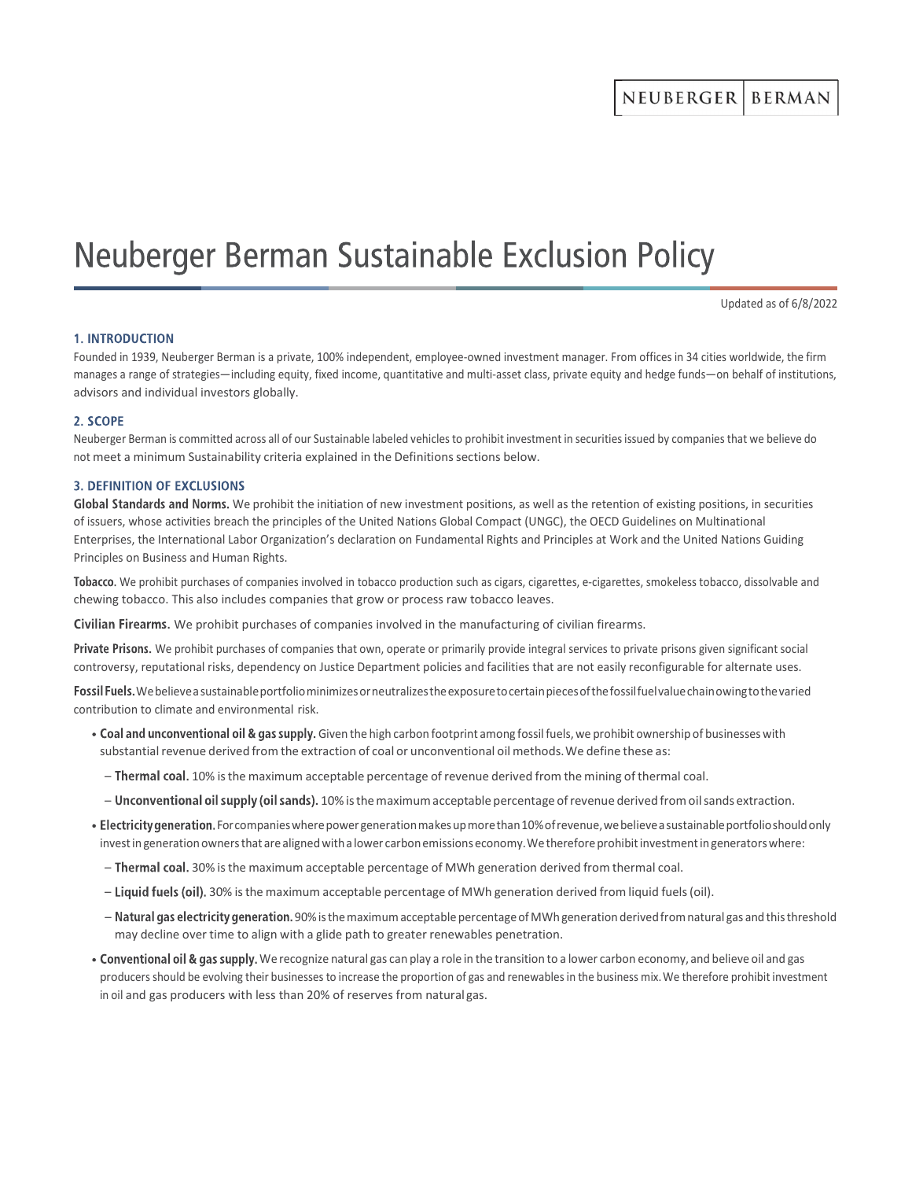# Neuberger Berman Sustainable Exclusion Policy

Updated as of 6/8/2022

## 1. INTRODUCTION

Founded in 1939, Neuberger Berman is a private, 100% independent, employee-owned investment manager. From offices in 34 cities worldwide, the firm manages a range of strategies—including equity, fixed income, quantitative and multi-asset class, private equity and hedge funds—on behalf of institutions, advisors and individual investors globally.

## 2. SCOPE

Neuberger Berman is committed across all of our Sustainable labeled vehicles to prohibit investment in securities issued by companies that we believe do not meet a minimum Sustainability criteria explained in the Definitions sections below.

## 3. DEFINITION OF EXCLUSIONS

**Global Standards and Norms.** We prohibit the initiation of new investment positions, as well as the retention of existing positions, in securities of issuers, whose activities breach the principles of the United Nations Global Compact (UNGC), the OECD Guidelines on Multinational Enterprises, the International Labor Organization's declaration on Fundamental Rights and Principles at Work and the United Nations Guiding Principles on Business and Human Rights.

**Tobacco.** We prohibit purchases of companies involved in tobacco production such as cigars, cigarettes, e-cigarettes, smokeless tobacco, dissolvable and chewing tobacco. This also includes companies that grow or process raw tobacco leaves.

**Civilian Firearms.** We prohibit purchases of companies involved in the manufacturing of civilian firearms.

**Private Prisons.** We prohibit purchases of companies that own, operate or primarily provide integral services to private prisons given significant social controversy, reputational risks, dependency on Justice Department policies and facilities that are not easily reconfigurable for alternate uses.

**Fossil Fuels.** We believe a sustainable portfolio minimizes or neutralizes the exposure to certain pieces of the fossil fuel value chain owing to the varied contribution to climate and environmental risk.

- **Coal and unconventional oil & gas supply.** Given the high carbon footprint among fossil fuels, we prohibit ownership of businesses with substantial revenue derived from the extraction of coal or unconventional oil methods. We define these as:
  - **Thermal coal.** 10% is the maximum acceptable percentage of revenue derived from the mining of thermal coal.
  - **Unconventional oil supply (oil sands).** 10% is the maximum acceptable percentage of revenue derived from oil sands extraction.
- **Electricity generation.** For companies where power generation makes up more than 10% of revenue, we believe a sustainable portfolio should only invest in generation owners that are aligned with a lower carbon emissions economy. We therefore prohibit investment in generators where:
  - **Thermal coal.** 30% is the maximum acceptable percentage of MWh generation derived from thermal coal.
  - **Liquid fuels (oil).** 30% is the maximum acceptable percentage of MWh generation derived from liquid fuels (oil).
  - **Natural gas electricity generation.** 90% is the maximum acceptable percentage of MWh generation derived from natural gas and this threshold may decline over time to align with a glide path to greater renewables penetration.
- **Conventional oil & gas supply.** We recognize natural gas can play a role in the transition to a lower carbon economy, and believe oil and gas producers should be evolving their businesses to increase the proportion of gas and renewables in the business mix. We therefore prohibit investment in oil and gas producers with less than 20% of reserves from natural gas.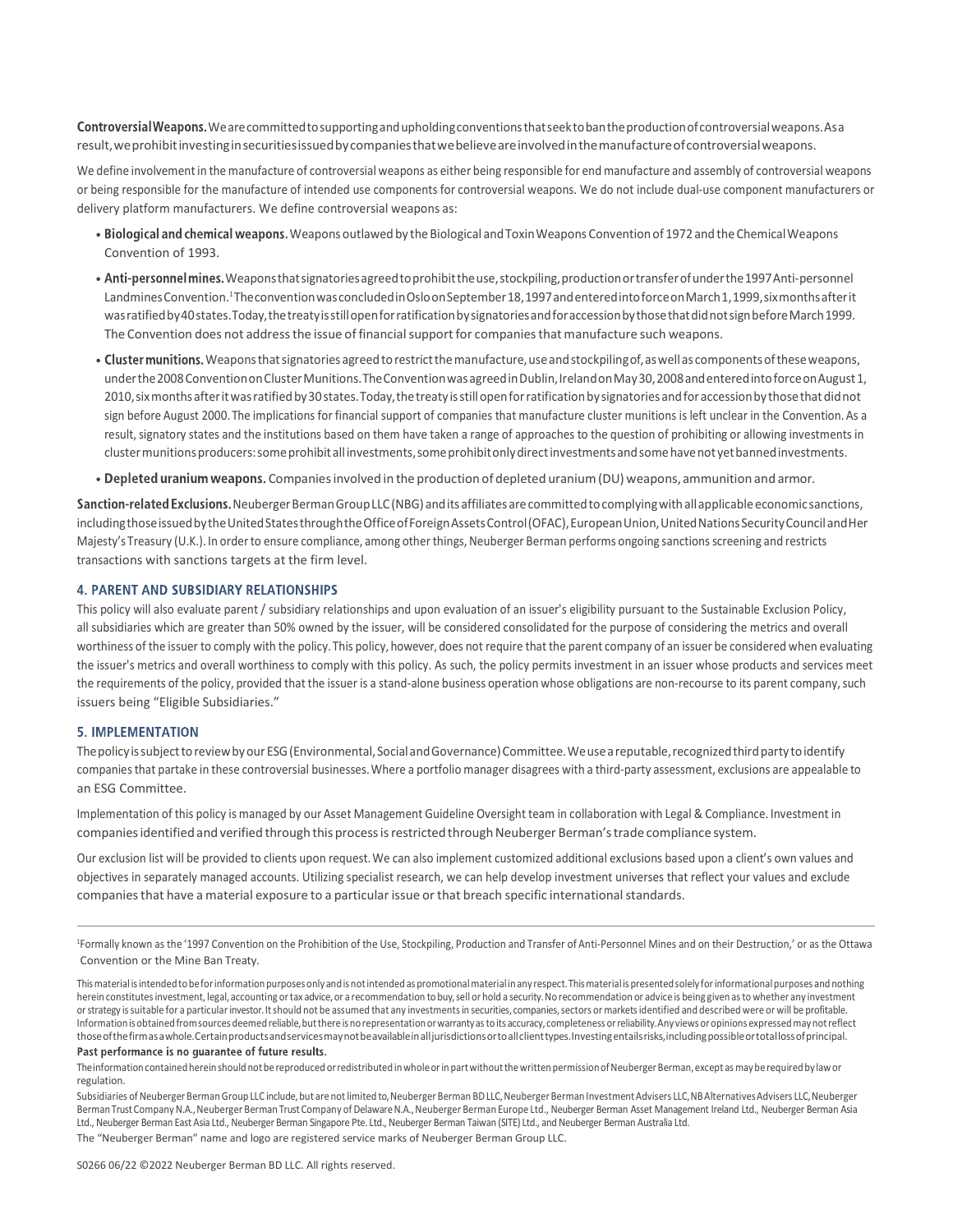**Controversial Weapons.** We are committed to supporting and upholding conventions that seek to ban the production of controversial weapons. As a result, we prohibit investing in securities issued by companies that we believe are involved in the manufacture of controversial weapons.

We define involvement in the manufacture of controversial weapons as either being responsible for end manufacture and assembly of controversial weapons or being responsible for the manufacture of intended use components for controversial weapons. We do not include dual-use component manufacturers or delivery platform manufacturers. We define controversial weapons as:

- **Biological and chemical weapons.** Weapons outlawed by the Biological and Toxin Weapons Convention of 1972 and the Chemical Weapons Convention of 1993.
- **Anti-personnel mines.** Weapons that signatories agreed to prohibit the use, stockpiling, production or transfer of under the 1997 Anti-personnel Landmines Convention.[1] The convention was concluded in Oslo on September 18, 1997 and entered into force on March 1, 1999, six months after it was ratified by 40 states. Today, the treaty is still open for ratification by signatories and for accession by those that did not sign before March 1999. The Convention does not address the issue of financial support for companies that manufacture such weapons.
- **Cluster munitions.** Weapons that signatories agreed to restrict the manufacture, use and stockpiling of, as well as components of these weapons, under the 2008 Convention on Cluster Munitions. The Convention was agreed in Dublin, Ireland on May 30, 2008 and entered into force on August 1, 2010, six months after it was ratified by 30 states. Today, the treaty is still open for ratification by signatories and for accession by those that did not sign before August 2000. The implications for financial support of companies that manufacture cluster munitions is left unclear in the Convention. As a result, signatory states and the institutions based on them have taken a range of approaches to the question of prohibiting or allowing investments in cluster munitions producers: some prohibit all investments, some prohibit only direct investments and some have not yet banned investments.
- **Depleted uranium weapons.** Companies involved in the production of depleted uranium (DU) weapons, ammunition and armor.

**Sanction-related Exclusions.** Neuberger Berman Group LLC (NBG) and its affiliates are committed to complying with all applicable economic sanctions, including those issued by the United States through the Office of Foreign Assets Control (OFAC), European Union, United Nations Security Council and Her Majesty's Treasury (U.K.). In order to ensure compliance, among other things, Neuberger Berman performs ongoing sanctions screening and restricts transactions with sanctions targets at the firm level.

## 4. PARENT AND SUBSIDIARY RELATIONSHIPS

This policy will also evaluate parent / subsidiary relationships and upon evaluation of an issuer's eligibility pursuant to the Sustainable Exclusion Policy, all subsidiaries which are greater than 50% owned by the issuer, will be considered consolidated for the purpose of considering the metrics and overall worthiness of the issuer to comply with the policy. This policy, however, does not require that the parent company of an issuer be considered when evaluating the issuer's metrics and overall worthiness to comply with this policy. As such, the policy permits investment in an issuer whose products and services meet the requirements of the policy, provided that the issuer is a stand-alone business operation whose obligations are non-recourse to its parent company, such issuers being "Eligible Subsidiaries."

## 5. IMPLEMENTATION

The policy is subject to review by our ESG (Environmental, Social and Governance) Committee. We use a reputable, recognized third party to identify companies that partake in these controversial businesses. Where a portfolio manager disagrees with a third-party assessment, exclusions are appealable to an ESG Committee.

Implementation of this policy is managed by our Asset Management Guideline Oversight team in collaboration with Legal & Compliance. Investment in companies identified and verified through this process is restricted through Neuberger Berman's trade compliance system.

Our exclusion list will be provided to clients upon request. We can also implement customized additional exclusions based upon a client's own values and objectives in separately managed accounts. Utilizing specialist research, we can help develop investment universes that reflect your values and exclude companies that have a material exposure to a particular issue or that breach specific international standards.

---

[1] Formally known as the '1997 Convention on the Prohibition of the Use, Stockpiling, Production and Transfer of Anti-Personnel Mines and on their Destruction,' or as the Ottawa Convention or the Mine Ban Treaty.

This material is intended to be for information purposes only and is not intended as promotional material in any respect. This material is presented solely for informational purposes and nothing herein constitutes investment, legal, accounting or tax advice, or a recommendation to buy, sell or hold a security. No recommendation or advice is being given as to whether any investment or strategy is suitable for a particular investor. It should not be assumed that any investments in securities, companies, sectors or markets identified and described were or will be profitable. Information is obtained from sources deemed reliable, but there is no representation or warranty as to its accuracy, completeness or reliability. Any views or opinions expressed may not reflect those of the firm as a whole. Certain products and services may not be available in all jurisdictions or to all client types. Investing entails risks, including possible or total loss of principal.

**Past performance is no guarantee of future results.**

The information contained herein should not be reproduced or redistributed in whole or in part without the written permission of Neuberger Berman, except as may be required by law or regulation.

Subsidiaries of Neuberger Berman Group LLC include, but are not limited to, Neuberger Berman BD LLC, Neuberger Berman Investment Advisers LLC, NB Alternatives Advisers LLC, Neuberger Berman Trust Company N.A., Neuberger Berman Trust Company of Delaware N.A., Neuberger Berman Europe Ltd., Neuberger Berman Asset Management Ireland Ltd., Neuberger Berman Asia Ltd., Neuberger Berman East Asia Ltd., Neuberger Berman Singapore Pte. Ltd., Neuberger Berman Taiwan (SITE) Ltd., and Neuberger Berman Australia Ltd.

The "Neuberger Berman" name and logo are registered service marks of Neuberger Berman Group LLC.

S0266 06/22 ©2022 Neuberger Berman BD LLC. All rights reserved.